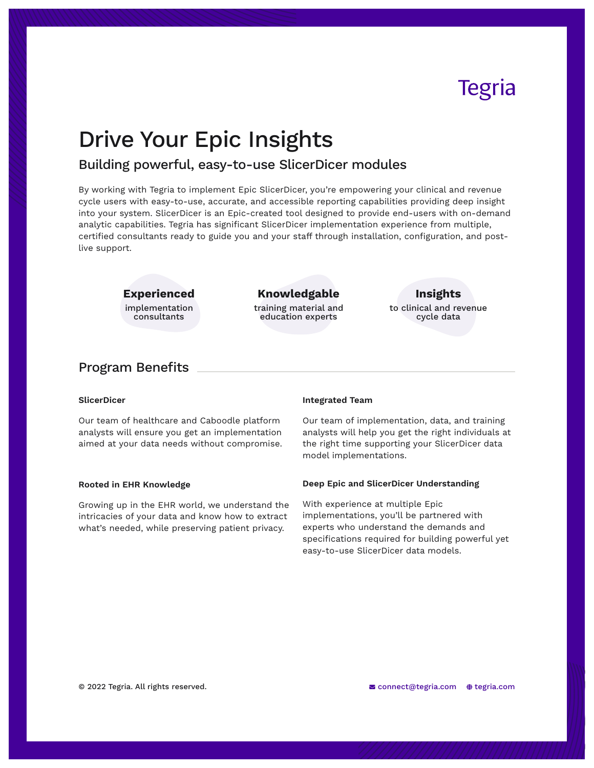Tegria

# Drive Your Epic Insights

## Building powerful, easy-to-use SlicerDicer modules

By working with Tegria to implement Epic SlicerDicer, you're empowering your clinical and revenue cycle users with easy-to-use, accurate, and accessible reporting capabilities providing deep insight into your system. SlicerDicer is an Epic-created tool designed to provide end-users with on-demand analytic capabilities. Tegria has significant SlicerDicer implementation experience from multiple, certified consultants ready to guide you and your staff through installation, configuration, and post-live support.

**Experienced**
implementation consultants

**Knowledgable**
training material and education experts

**Insights**
to clinical and revenue cycle data

## Program Benefits

### SlicerDicer

Our team of healthcare and Caboodle platform analysts will ensure you get an implementation aimed at your data needs without compromise.

### Rooted in EHR Knowledge

Growing up in the EHR world, we understand the intricacies of your data and know how to extract what's needed, while preserving patient privacy.

### Integrated Team

Our team of implementation, data, and training analysts will help you get the right individuals at the right time supporting your SlicerDicer data model implementations.

### Deep Epic and SlicerDicer Understanding

With experience at multiple Epic implementations, you'll be partnered with experts who understand the demands and specifications required for building powerful yet easy-to-use SlicerDicer data models.

© 2022 Tegria. All rights reserved.

connect@tegria.com tegria.com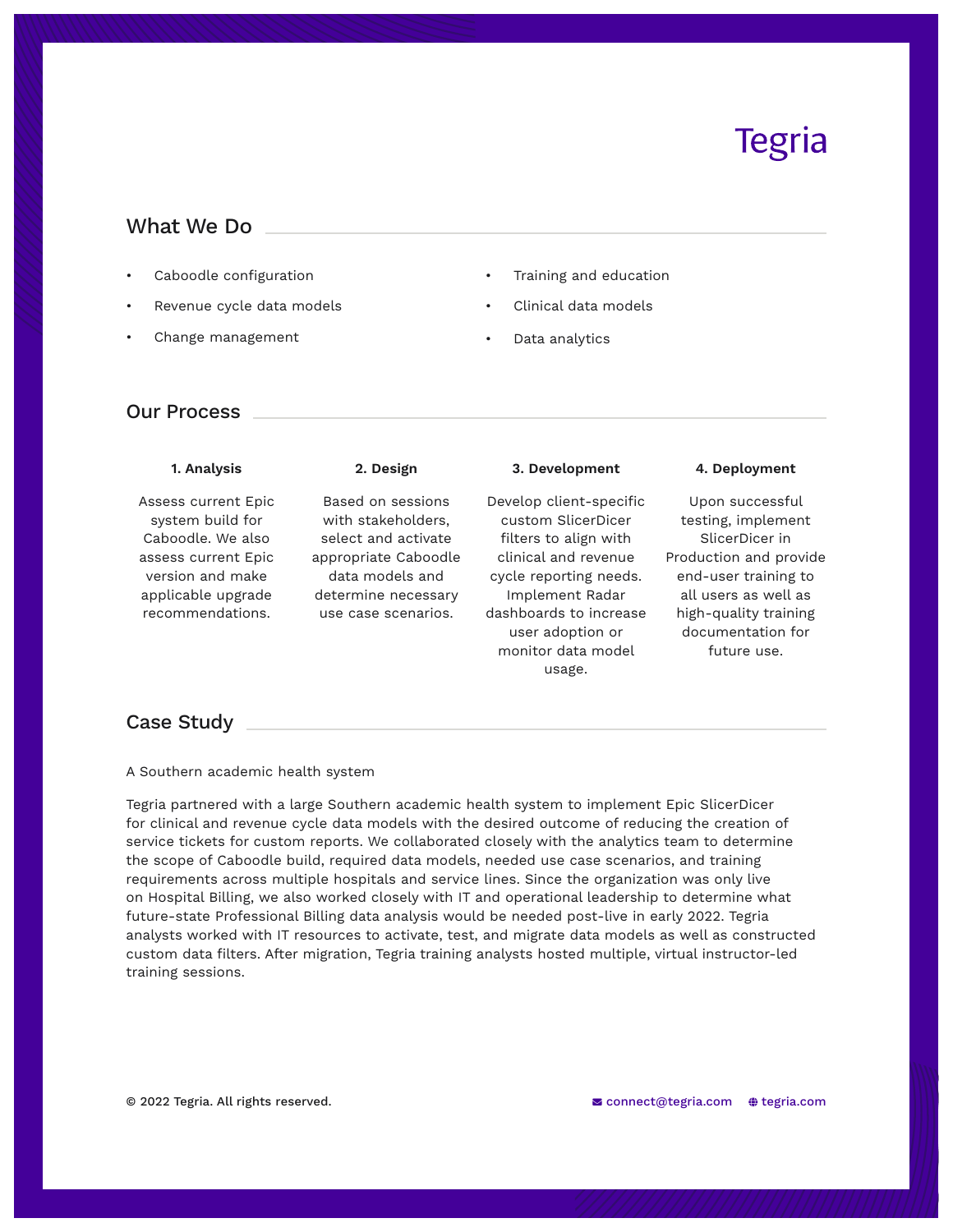Tegria

## What We Do

- Caboodle configuration
- Revenue cycle data models
- Change management
- Training and education
- Clinical data models
- Data analytics

## Our Process

**1. Analysis**

Assess current Epic system build for Caboodle. We also assess current Epic version and make applicable upgrade recommendations.

**2. Design**

Based on sessions with stakeholders, select and activate appropriate Caboodle data models and determine necessary use case scenarios.

**3. Development**

Develop client-specific custom SlicerDicer filters to align with clinical and revenue cycle reporting needs. Implement Radar dashboards to increase user adoption or monitor data model usage.

**4. Deployment**

Upon successful testing, implement SlicerDicer in Production and provide end-user training to all users as well as high-quality training documentation for future use.

## Case Study

A Southern academic health system

Tegria partnered with a large Southern academic health system to implement Epic SlicerDicer for clinical and revenue cycle data models with the desired outcome of reducing the creation of service tickets for custom reports. We collaborated closely with the analytics team to determine the scope of Caboodle build, required data models, needed use case scenarios, and training requirements across multiple hospitals and service lines. Since the organization was only live on Hospital Billing, we also worked closely with IT and operational leadership to determine what future-state Professional Billing data analysis would be needed post-live in early 2022. Tegria analysts worked with IT resources to activate, test, and migrate data models as well as constructed custom data filters. After migration, Tegria training analysts hosted multiple, virtual instructor-led training sessions.

© 2022 Tegria. All rights reserved.

connect@tegria.com tegria.com